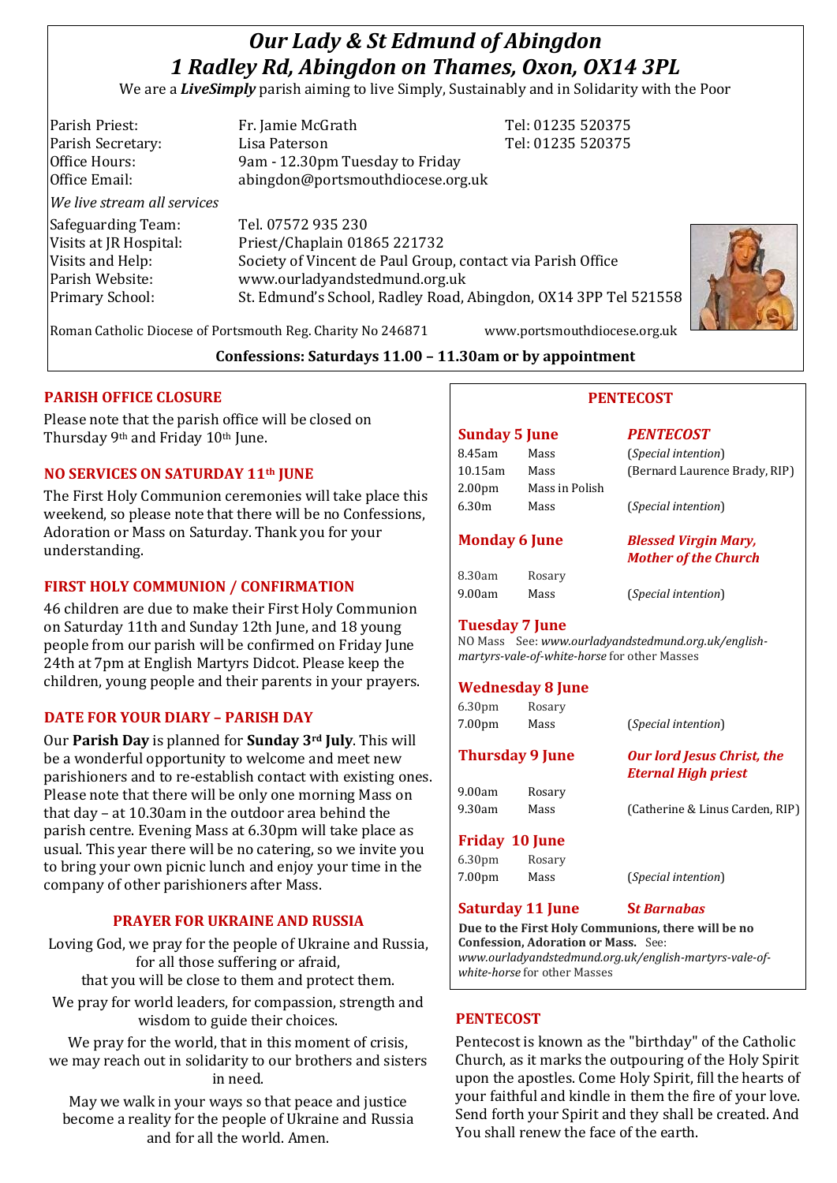# *Our Lady & St Edmund of Abingdon*
# *1 Radley Rd, Abingdon on Thames, Oxon, OX14 3PL*

We are a ***LiveSimply*** parish aiming to live Simply, Sustainably and in Solidarity with the Poor

| | | |
|---|---|---|
| Parish Priest: | Fr. Jamie McGrath | Tel: 01235 520375 |
| Parish Secretary: | Lisa Paterson | Tel: 01235 520375 |
| Office Hours: | 9am - 12.30pm Tuesday to Friday | |
| Office Email: | abingdon@portsmouthdiocese.org.uk | |

*We live stream all services*

| | |
|---|---|
| Safeguarding Team: | Tel. 07572 935 230 |
| Visits at JR Hospital: | Priest/Chaplain 01865 221732 |
| Visits and Help: | Society of Vincent de Paul Group, contact via Parish Office |
| Parish Website: | www.ourladyandstedmund.org.uk |
| Primary School: | St. Edmund's School, Radley Road, Abingdon, OX14 3PP Tel 521558 |

Roman Catholic Diocese of Portsmouth Reg. Charity No 246871 www.portsmouthdiocese.org.uk

**Confessions: Saturdays 11.00 – 11.30am or by appointment**

## PARISH OFFICE CLOSURE

Please note that the parish office will be closed on Thursday 9th and Friday 10th June.

## NO SERVICES ON SATURDAY 11th JUNE

The First Holy Communion ceremonies will take place this weekend, so please note that there will be no Confessions, Adoration or Mass on Saturday. Thank you for your understanding.

## FIRST HOLY COMMUNION / CONFIRMATION

46 children are due to make their First Holy Communion on Saturday 11th and Sunday 12th June, and 18 young people from our parish will be confirmed on Friday June 24th at 7pm at English Martyrs Didcot. Please keep the children, young people and their parents in your prayers.

## DATE FOR YOUR DIARY – PARISH DAY

Our **Parish Day** is planned for **Sunday 3rd July**. This will be a wonderful opportunity to welcome and meet new parishioners and to re-establish contact with existing ones. Please note that there will be only one morning Mass on that day – at 10.30am in the outdoor area behind the parish centre. Evening Mass at 6.30pm will take place as usual. This year there will be no catering, so we invite you to bring your own picnic lunch and enjoy your time in the company of other parishioners after Mass.

## PRAYER FOR UKRAINE AND RUSSIA

Loving God, we pray for the people of Ukraine and Russia, for all those suffering or afraid, that you will be close to them and protect them.

We pray for world leaders, for compassion, strength and wisdom to guide their choices.

We pray for the world, that in this moment of crisis, we may reach out in solidarity to our brothers and sisters in need.

May we walk in your ways so that peace and justice become a reality for the people of Ukraine and Russia and for all the world. Amen.

## PENTECOST

**Sunday 5 June** — ***PENTECOST***

| | | |
|---|---|---|
| 8.45am | Mass | (*Special intention*) |
| 10.15am | Mass | (Bernard Laurence Brady, RIP) |
| 2.00pm | Mass in Polish | |
| 6.30m | Mass | (*Special intention*) |

**Monday 6 June** — ***Blessed Virgin Mary, Mother of the Church***

| | | |
|---|---|---|
| 8.30am | Rosary | |
| 9.00am | Mass | (*Special intention*) |

**Tuesday 7 June**

NO Mass See: *www.ourladyandstedmund.org.uk/english-martyrs-vale-of-white-horse* for other Masses

**Wednesday 8 June**

| | | |
|---|---|---|
| 6.30pm | Rosary | |
| 7.00pm | Mass | (*Special intention*) |

**Thursday 9 June** — ***Our lord Jesus Christ, the Eternal High priest***

| | | |
|---|---|---|
| 9.00am | Rosary | |
| 9.30am | Mass | (Catherine & Linus Carden, RIP) |

**Friday 10 June**

| | | |
|---|---|---|
| 6.30pm | Rosary | |
| 7.00pm | Mass | (*Special intention*) |

**Saturday 11 June** — ***St Barnabas***

**Due to the First Holy Communions, there will be no Confession, Adoration or Mass.** See: *www.ourladyandstedmund.org.uk/english-martyrs-vale-of-white-horse* for other Masses

## PENTECOST

Pentecost is known as the "birthday" of the Catholic Church, as it marks the outpouring of the Holy Spirit upon the apostles. Come Holy Spirit, fill the hearts of your faithful and kindle in them the fire of your love. Send forth your Spirit and they shall be created. And You shall renew the face of the earth.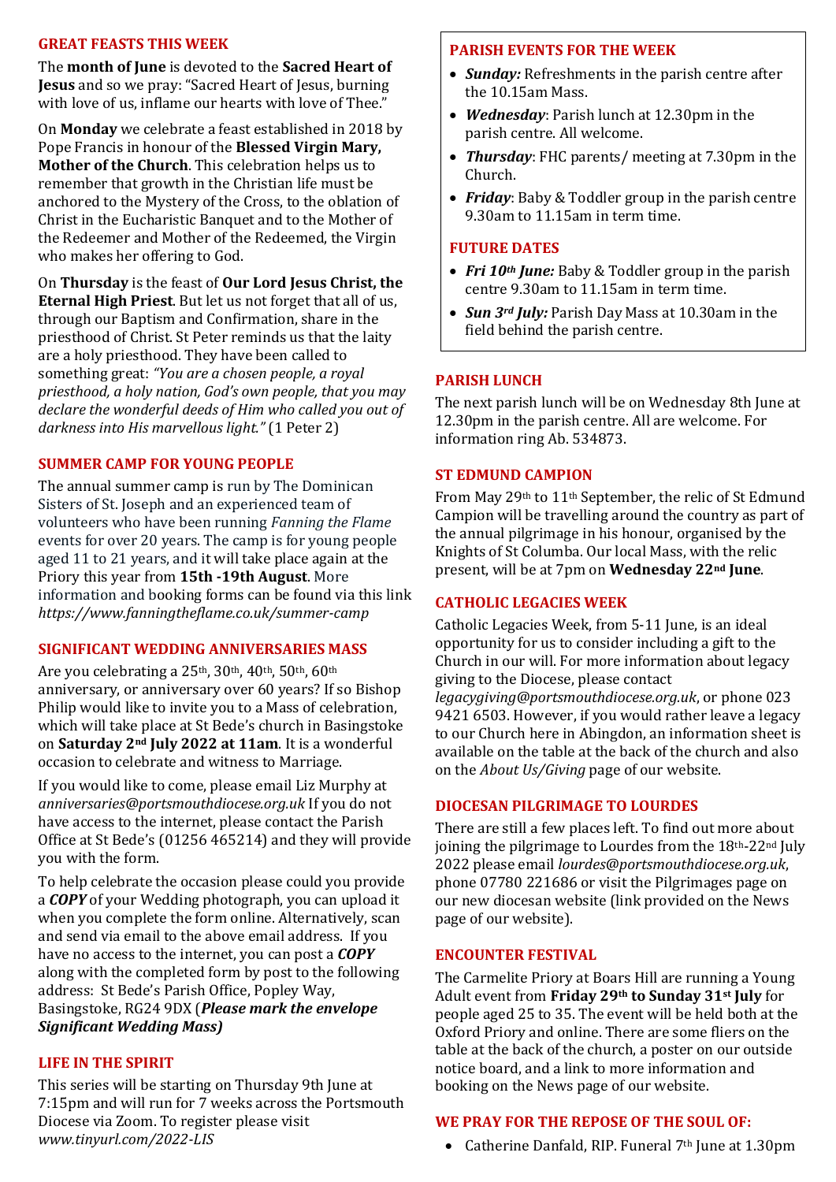## GREAT FEASTS THIS WEEK

The **month of June** is devoted to the **Sacred Heart of Jesus** and so we pray: "Sacred Heart of Jesus, burning with love of us, inflame our hearts with love of Thee."

On **Monday** we celebrate a feast established in 2018 by Pope Francis in honour of the **Blessed Virgin Mary, Mother of the Church**. This celebration helps us to remember that growth in the Christian life must be anchored to the Mystery of the Cross, to the oblation of Christ in the Eucharistic Banquet and to the Mother of the Redeemer and Mother of the Redeemed, the Virgin who makes her offering to God.

On **Thursday** is the feast of **Our Lord Jesus Christ, the Eternal High Priest**. But let us not forget that all of us, through our Baptism and Confirmation, share in the priesthood of Christ. St Peter reminds us that the laity are a holy priesthood. They have been called to something great: *"You are a chosen people, a royal priesthood, a holy nation, God's own people, that you may declare the wonderful deeds of Him who called you out of darkness into His marvellous light."* (1 Peter 2)

## SUMMER CAMP FOR YOUNG PEOPLE

The annual summer camp is run by The Dominican Sisters of St. Joseph and an experienced team of volunteers who have been running *Fanning the Flame* events for over 20 years. The camp is for young people aged 11 to 21 years, and it will take place again at the Priory this year from **15th -19th August**. More information and booking forms can be found via this link *https://www.fanningtheflame.co.uk/summer-camp*

## SIGNIFICANT WEDDING ANNIVERSARIES MASS

Are you celebrating a 25th, 30th, 40th, 50th, 60th anniversary, or anniversary over 60 years? If so Bishop Philip would like to invite you to a Mass of celebration, which will take place at St Bede's church in Basingstoke on **Saturday 2nd July 2022 at 11am**. It is a wonderful occasion to celebrate and witness to Marriage.

If you would like to come, please email Liz Murphy at *anniversaries@portsmouthdiocese.org.uk* If you do not have access to the internet, please contact the Parish Office at St Bede's (01256 465214) and they will provide you with the form.

To help celebrate the occasion please could you provide a ***COPY*** of your Wedding photograph, you can upload it when you complete the form online. Alternatively, scan and send via email to the above email address. If you have no access to the internet, you can post a ***COPY*** along with the completed form by post to the following address: St Bede's Parish Office, Popley Way, Basingstoke, RG24 9DX (***Please mark the envelope Significant Wedding Mass)***

## LIFE IN THE SPIRIT

This series will be starting on Thursday 9th June at 7:15pm and will run for 7 weeks across the Portsmouth Diocese via Zoom. To register please visit *www.tinyurl.com/2022-LIS*

## PARISH EVENTS FOR THE WEEK

- ***Sunday:*** Refreshments in the parish centre after the 10.15am Mass.
- ***Wednesday***: Parish lunch at 12.30pm in the parish centre. All welcome.
- ***Thursday***: FHC parents/ meeting at 7.30pm in the Church.
- ***Friday***: Baby & Toddler group in the parish centre 9.30am to 11.15am in term time.

## FUTURE DATES

- ***Fri 10th June:*** Baby & Toddler group in the parish centre 9.30am to 11.15am in term time.
- ***Sun 3rd July:*** Parish Day Mass at 10.30am in the field behind the parish centre.

## PARISH LUNCH

The next parish lunch will be on Wednesday 8th June at 12.30pm in the parish centre. All are welcome. For information ring Ab. 534873.

## ST EDMUND CAMPION

From May 29th to 11th September, the relic of St Edmund Campion will be travelling around the country as part of the annual pilgrimage in his honour, organised by the Knights of St Columba. Our local Mass, with the relic present, will be at 7pm on **Wednesday 22nd June**.

## CATHOLIC LEGACIES WEEK

Catholic Legacies Week, from 5-11 June, is an ideal opportunity for us to consider including a gift to the Church in our will. For more information about legacy giving to the Diocese, please contact *legacygiving@portsmouthdiocese.org.uk*, or phone 023 9421 6503. However, if you would rather leave a legacy to our Church here in Abingdon, an information sheet is available on the table at the back of the church and also on the *About Us/Giving* page of our website.

## DIOCESAN PILGRIMAGE TO LOURDES

There are still a few places left. To find out more about joining the pilgrimage to Lourdes from the 18th-22nd July 2022 please email *lourdes@portsmouthdiocese.org.uk*, phone 07780 221686 or visit the Pilgrimages page on our new diocesan website (link provided on the News page of our website).

## ENCOUNTER FESTIVAL

The Carmelite Priory at Boars Hill are running a Young Adult event from **Friday 29th to Sunday 31st July** for people aged 25 to 35. The event will be held both at the Oxford Priory and online. There are some fliers on the table at the back of the church, a poster on our outside notice board, and a link to more information and booking on the News page of our website.

## WE PRAY FOR THE REPOSE OF THE SOUL OF:

- Catherine Danfald, RIP. Funeral 7th June at 1.30pm